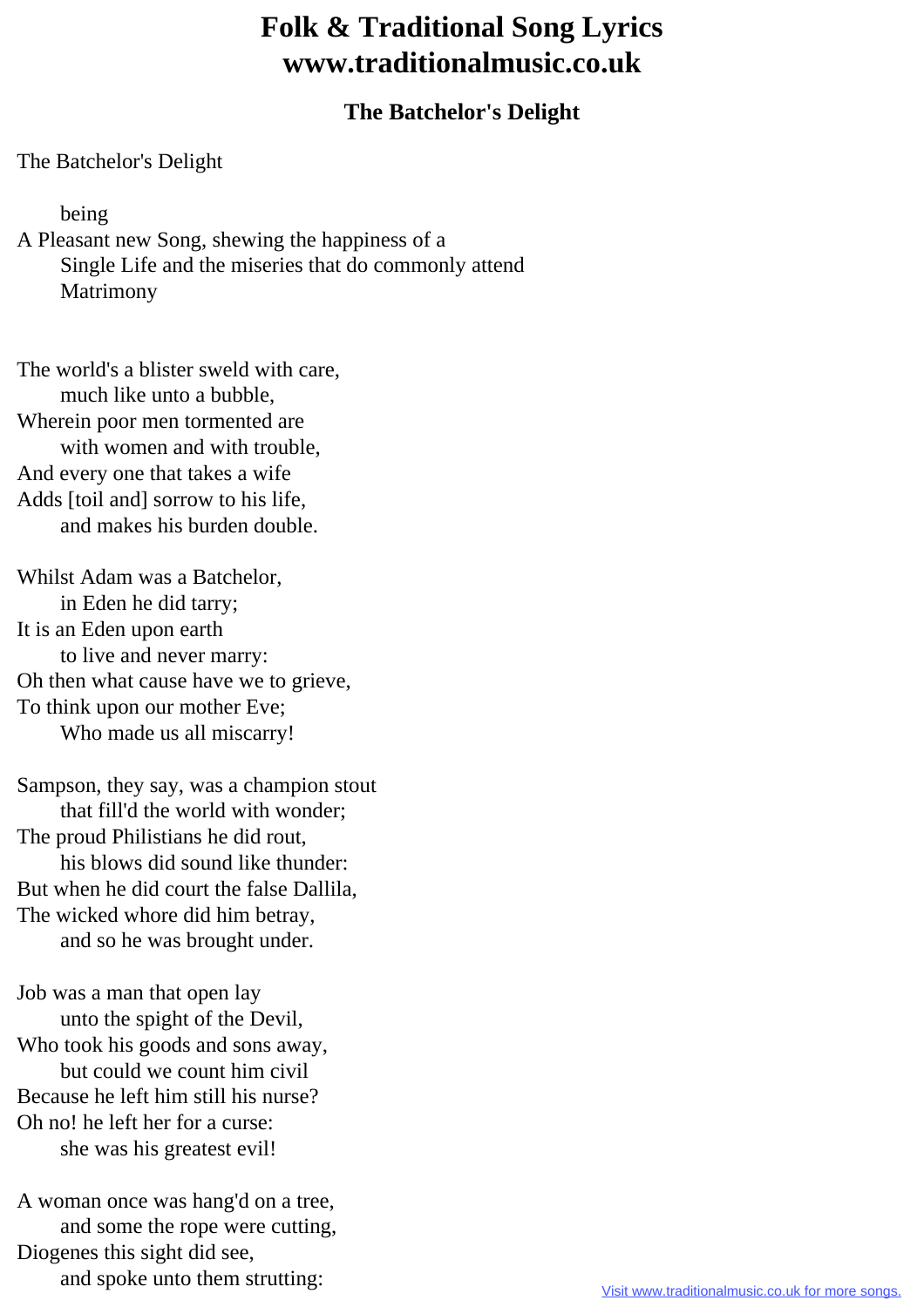# Folk & Traditional Song Lyrics
# www.traditionalmusic.co.uk

## The Batchelor's Delight

The Batchelor's Delight

being
A Pleasant new Song, shewing the happiness of a
Single Life and the miseries that do commonly attend
Matrimony

The world's a blister sweld with care,
much like unto a bubble,
Wherein poor men tormented are
with women and with trouble,
And every one that takes a wife
Adds [toil and] sorrow to his life,
and makes his burden double.

Whilst Adam was a Batchelor,
in Eden he did tarry;
It is an Eden upon earth
to live and never marry:
Oh then what cause have we to grieve,
To think upon our mother Eve;
Who made us all miscarry!

Sampson, they say, was a champion stout
that fill'd the world with wonder;
The proud Philistians he did rout,
his blows did sound like thunder:
But when he did court the false Dallila,
The wicked whore did him betray,
and so he was brought under.

Job was a man that open lay
unto the spight of the Devil,
Who took his goods and sons away,
but could we count him civil
Because he left him still his nurse?
Oh no! he left her for a curse:
she was his greatest evil!

A woman once was hang'd on a tree,
and some the rope were cutting,
Diogenes this sight did see,
and spoke unto them strutting: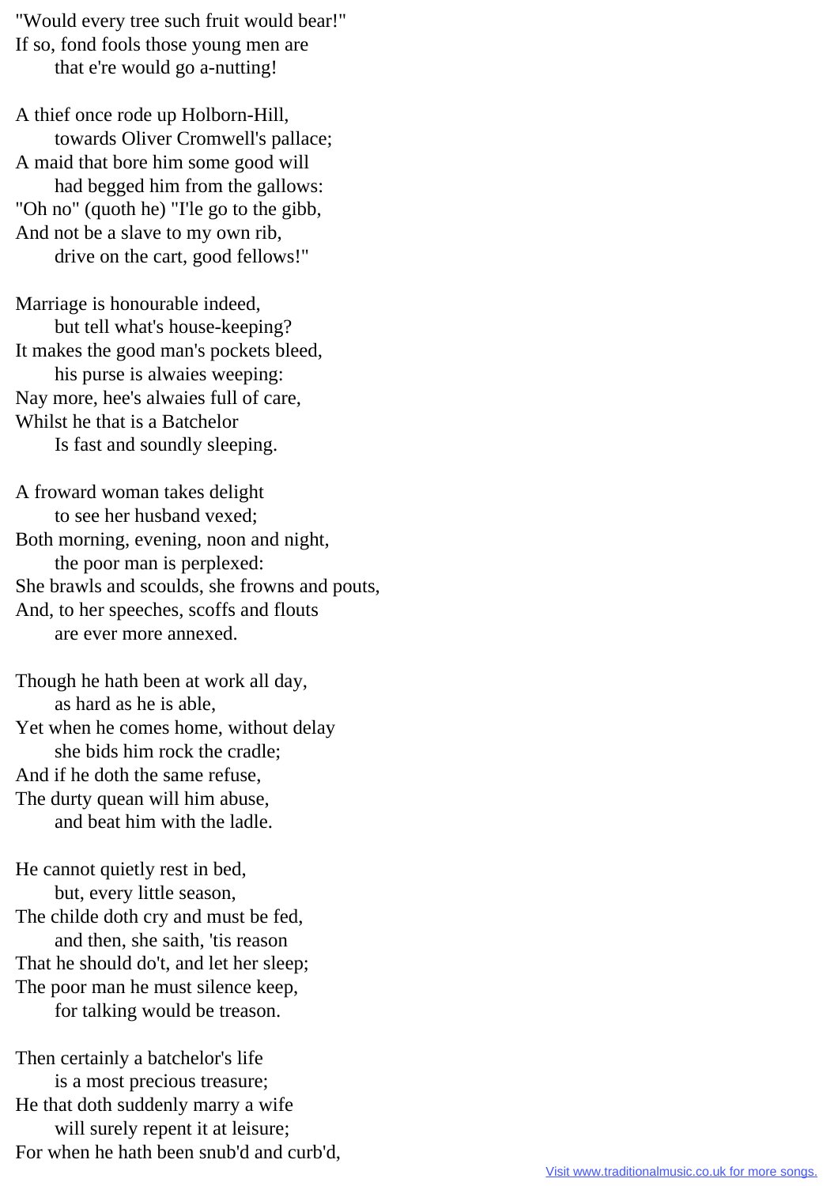"Would every tree such fruit would bear!"  
If so, fond fools those young men are  
    that e're would go a-nutting!

A thief once rode up Holborn-Hill,  
    towards Oliver Cromwell's pallace;  
A maid that bore him some good will  
    had begged him from the gallows:  
"Oh no" (quoth he) "I'le go to the gibb,  
And not be a slave to my own rib,  
    drive on the cart, good fellows!"

Marriage is honourable indeed,  
    but tell what's house-keeping?  
It makes the good man's pockets bleed,  
    his purse is alwaies weeping:  
Nay more, hee's alwaies full of care,  
Whilst he that is a Batchelor  
    Is fast and soundly sleeping.

A froward woman takes delight  
    to see her husband vexed;  
Both morning, evening, noon and night,  
    the poor man is perplexed:  
She brawls and scoulds, she frowns and pouts,  
And, to her speeches, scoffs and flouts  
    are ever more annexed.

Though he hath been at work all day,  
    as hard as he is able,  
Yet when he comes home, without delay  
    she bids him rock the cradle;  
And if he doth the same refuse,  
The durty quean will him abuse,  
    and beat him with the ladle.

He cannot quietly rest in bed,  
    but, every little season,  
The childe doth cry and must be fed,  
    and then, she saith, 'tis reason  
That he should do't, and let her sleep;  
The poor man he must silence keep,  
    for talking would be treason.

Then certainly a batchelor's life  
    is a most precious treasure;  
He that doth suddenly marry a wife  
    will surely repent it at leisure;  
For when he hath been snub'd and curb'd,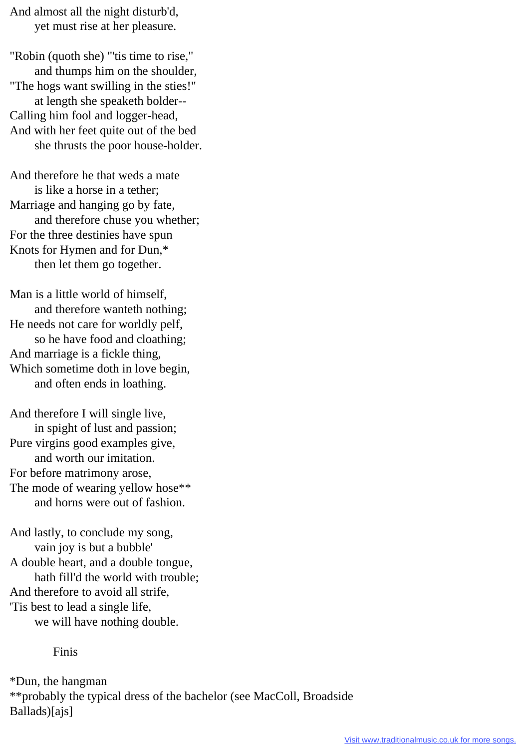And almost all the night disturb'd,
      yet must rise at her pleasure.

"Robin (quoth she) "'tis time to rise,"
      and thumps him on the shoulder,
"The hogs want swilling in the sties!"
      at length she speaketh bolder--
Calling him fool and logger-head,
And with her feet quite out of the bed
      she thrusts the poor house-holder.

And therefore he that weds a mate
      is like a horse in a tether;
Marriage and hanging go by fate,
      and therefore chuse you whether;
For the three destinies have spun
Knots for Hymen and for Dun,*
      then let them go together.

Man is a little world of himself,
      and therefore wanteth nothing;
He needs not care for worldly pelf,
      so he have food and cloathing;
And marriage is a fickle thing,
Which sometime doth in love begin,
      and often ends in loathing.

And therefore I will single live,
      in spight of lust and passion;
Pure virgins good examples give,
      and worth our imitation.
For before matrimony arose,
The mode of wearing yellow hose**
      and horns were out of fashion.

And lastly, to conclude my song,
      vain joy is but a bubble'
A double heart, and a double tongue,
      hath fill'd the world with trouble;
And therefore to avoid all strife,
'Tis best to lead a single life,
      we will have nothing double.

Finis

*Dun, the hangman
**probably the typical dress of the bachelor (see MacColl, Broadside Ballads)[ajs]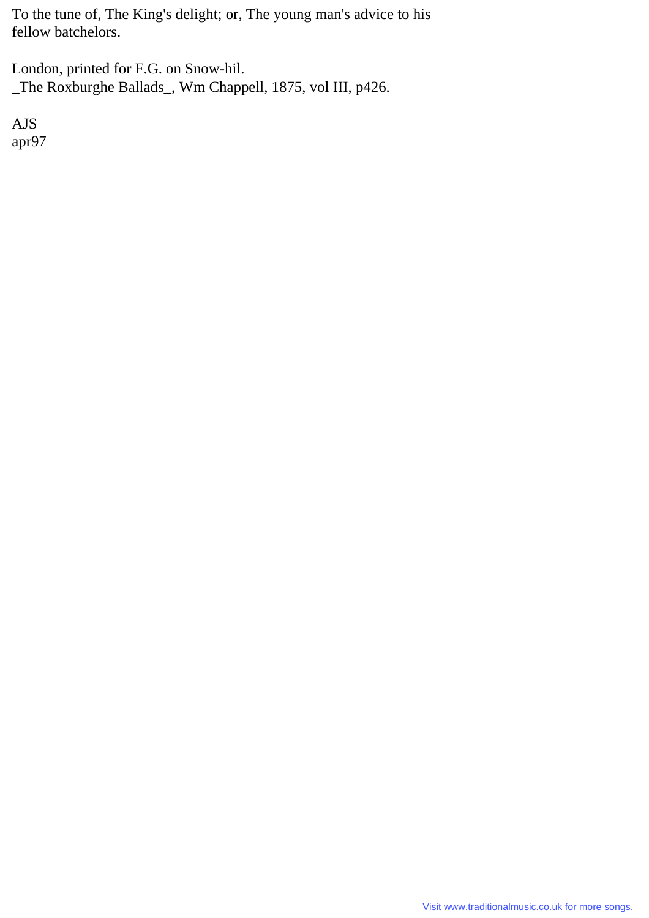To the tune of, The King's delight; or, The young man's advice to his
fellow batchelors.

London, printed for F.G. on Snow-hil.
_The Roxburghe Ballads_, Wm Chappell, 1875, vol III, p426.

AJS
apr97